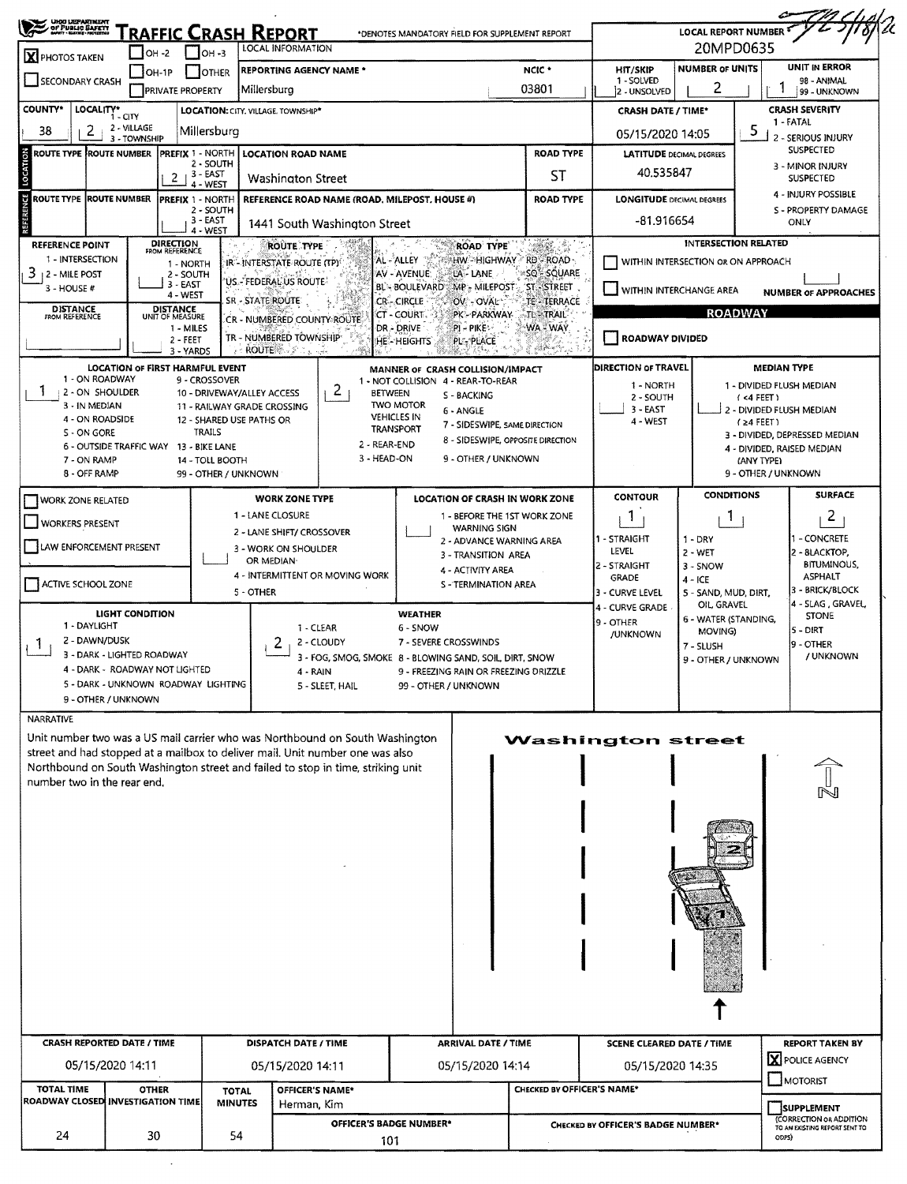# TRAFFIC CRASH REPORT

OHIO DEPARTMENT OF PUBLIC SAFETY

*DENOTES MANDATORY FIELD FOR SUPPLEMENT REPORT

LOCAL REPORT NUMBER *: 20MPD0635

[X] PHOTOS TAKEN | [ ] OH-2 | [ ] OH-3 | [ ] OH-1P | [ ] OTHER | [ ] SECONDARY CRASH | [ ] PRIVATE PROPERTY

LOCAL INFORMATION

| REPORTING AGENCY NAME * | NCIC * | HIT/SKIP | NUMBER OF UNITS | UNIT IN ERROR |
|---|---|---|---|---|
| Millersburg | 03801 | 2 (1 - SOLVED, 2 - UNSOLVED) | 2 | 1 (98 - ANIMAL, 99 - UNKNOWN) |

| COUNTY* | LOCALITY* | LOCATION: CITY, VILLAGE, TOWNSHIP* | CRASH DATE / TIME* | CRASH SEVERITY |
|---|---|---|---|---|
| 38 | 2 (1 - CITY, 2 - VILLAGE, 3 - TOWNSHIP) | Millersburg | 05/15/2020 14:05 | 5 |

CRASH SEVERITY: 1 - FATAL; 2 - SERIOUS INJURY SUSPECTED; 3 - MINOR INJURY SUSPECTED; 4 - INJURY POSSIBLE; 5 - PROPERTY DAMAGE ONLY

## LOCATION

| ROUTE TYPE | ROUTE NUMBER | PREFIX | LOCATION ROAD NAME | ROAD TYPE | LATITUDE DECIMAL DEGREES |
|---|---|---|---|---|---|
| | | 2 | Washington Street | ST | 40.535847 |

PREFIX: 1 - NORTH, 2 - SOUTH, 3 - EAST, 4 - WEST

## REFERENCE

| ROUTE TYPE | ROUTE NUMBER | PREFIX | REFERENCE ROAD NAME (ROAD, MILEPOST, HOUSE #) | ROAD TYPE | LONGITUDE DECIMAL DEGREES |
|---|---|---|---|---|---|
| | | | 1441 South Washington Street | | -81.916654 |

| REFERENCE POINT | DIRECTION FROM REFERENCE | DISTANCE FROM REFERENCE | DISTANCE UNIT OF MEASURE |
|---|---|---|---|
| 3 (1 - INTERSECTION, 2 - MILE POST, 3 - HOUSE #) | (1 - NORTH, 2 - SOUTH, 3 - EAST, 4 - WEST) | | (1 - MILES, 2 - FEET, 3 - YARDS) |

ROUTE TYPE: IR - INTERSTATE ROUTE (TP); US - FEDERAL US ROUTE; SR - STATE ROUTE; CR - NUMBERED COUNTY ROUTE; TR - NUMBERED TOWNSHIP ROUTE

ROAD TYPE: AL - ALLEY; AV - AVENUE; BL - BOULEVARD; CR - CIRCLE; CT - COURT; DR - DRIVE; HE - HEIGHTS; HW - HIGHWAY; LA - LANE; MP - MILEPOST; OV - OVAL; PK - PARKWAY; PI - PIKE; PL - PLACE; RD - ROAD; SQ - SQUARE; ST - STREET; TE - TERRACE; TL - TRAIL; WA - WAY

INTERSECTION RELATED: [ ] WITHIN INTERSECTION OR ON APPROACH; [ ] WITHIN INTERCHANGE AREA; NUMBER OF APPROACHES:

ROADWAY: [ ] ROADWAY DIVIDED

| LOCATION OF FIRST HARMFUL EVENT | MANNER OF CRASH COLLISION/IMPACT | DIRECTION OF TRAVEL | MEDIAN TYPE |
|---|---|---|---|
| 1 | 2 | | |

LOCATION OF FIRST HARMFUL EVENT: 1 - ON ROADWAY; 2 - ON SHOULDER; 3 - IN MEDIAN; 4 - ON ROADSIDE; 5 - ON GORE; 6 - OUTSIDE TRAFFIC WAY; 7 - ON RAMP; 8 - OFF RAMP; 9 - CROSSOVER; 10 - DRIVEWAY/ALLEY ACCESS; 11 - RAILWAY GRADE CROSSING; 12 - SHARED USE PATHS OR TRAILS; 13 - BIKE LANE; 14 - TOLL BOOTH; 99 - OTHER / UNKNOWN

MANNER OF CRASH COLLISION/IMPACT: 1 - NOT COLLISION BETWEEN TWO MOTOR VEHICLES IN TRANSPORT; 2 - REAR-END; 3 - HEAD-ON; 4 - REAR-TO-REAR; 5 - BACKING; 6 - ANGLE; 7 - SIDESWIPE, SAME DIRECTION; 8 - SIDESWIPE, OPPOSITE DIRECTION; 9 - OTHER / UNKNOWN

DIRECTION OF TRAVEL: 1 - NORTH; 2 - SOUTH; 3 - EAST; 4 - WEST

MEDIAN TYPE: 1 - DIVIDED FLUSH MEDIAN (<4 FEET); 2 - DIVIDED FLUSH MEDIAN (≥4 FEET); 3 - DIVIDED, DEPRESSED MEDIAN; 4 - DIVIDED, RAISED MEDIAN (ANY TYPE); 9 - OTHER / UNKNOWN

[ ] WORK ZONE RELATED; [ ] WORKERS PRESENT; [ ] LAW ENFORCEMENT PRESENT; [ ] ACTIVE SCHOOL ZONE

WORK ZONE TYPE: 1 - LANE CLOSURE; 2 - LANE SHIFT/ CROSSOVER; 3 - WORK ON SHOULDER OR MEDIAN; 4 - INTERMITTENT OR MOVING WORK; 5 - OTHER

LOCATION OF CRASH IN WORK ZONE: 1 - BEFORE THE 1ST WORK ZONE WARNING SIGN; 2 - ADVANCE WARNING AREA; 3 - TRANSITION AREA; 4 - ACTIVITY AREA; 5 - TERMINATION AREA

| CONTOUR | CONDITIONS | SURFACE |
|---|---|---|
| 1 | 1 | 2 |

CONTOUR: 1 - STRAIGHT LEVEL; 2 - STRAIGHT GRADE; 3 - CURVE LEVEL; 4 - CURVE GRADE; 9 - OTHER /UNKNOWN

CONDITIONS: 1 - DRY; 2 - WET; 3 - SNOW; 4 - ICE; 5 - SAND, MUD, DIRT, OIL, GRAVEL; 6 - WATER (STANDING, MOVING); 7 - SLUSH; 9 - OTHER / UNKNOWN

SURFACE: 1 - CONCRETE; 2 - BLACKTOP, BITUMINOUS, ASPHALT; 3 - BRICK/BLOCK; 4 - SLAG, GRAVEL, STONE; 5 - DIRT; 9 - OTHER / UNKNOWN

| LIGHT CONDITION | WEATHER |
|---|---|
| 1 | 2 |

LIGHT CONDITION: 1 - DAYLIGHT; 2 - DAWN/DUSK; 3 - DARK - LIGHTED ROADWAY; 4 - DARK - ROADWAY NOT LIGHTED; 5 - DARK - UNKNOWN ROADWAY LIGHTING; 9 - OTHER / UNKNOWN

WEATHER: 1 - CLEAR; 2 - CLOUDY; 3 - FOG, SMOG, SMOKE; 4 - RAIN; 5 - SLEET, HAIL; 6 - SNOW; 7 - SEVERE CROSSWINDS; 8 - BLOWING SAND, SOIL, DIRT, SNOW; 9 - FREEZING RAIN OR FREEZING DRIZZLE; 99 - OTHER / UNKNOWN

## NARRATIVE

Unit number two was a US mail carrier who was Northbound on South Washington street and had stopped at a mailbox to deliver mail. Unit number one was also Northbound on South Washington street and failed to stop in time, striking unit number two in the rear end.

Washington street

| CRASH REPORTED DATE / TIME | DISPATCH DATE / TIME | ARRIVAL DATE / TIME | SCENE CLEARED DATE / TIME | REPORT TAKEN BY |
|---|---|---|---|---|
| 05/15/2020 14:11 | 05/15/2020 14:11 | 05/15/2020 14:14 | 05/15/2020 14:35 | [X] POLICE AGENCY [ ] MOTORIST |

| TOTAL TIME ROADWAY CLOSED | OTHER INVESTIGATION TIME | TOTAL MINUTES | OFFICER'S NAME* | OFFICER'S BADGE NUMBER* | CHECKED BY OFFICER'S NAME* | CHECKED BY OFFICER'S BADGE NUMBER* | |
|---|---|---|---|---|---|---|---|
| 24 | 30 | 54 | Herman, Kim | 101 | | | [ ] SUPPLEMENT (CORRECTION OR ADDITION TO AN EXISTING REPORT SENT TO ODPS) |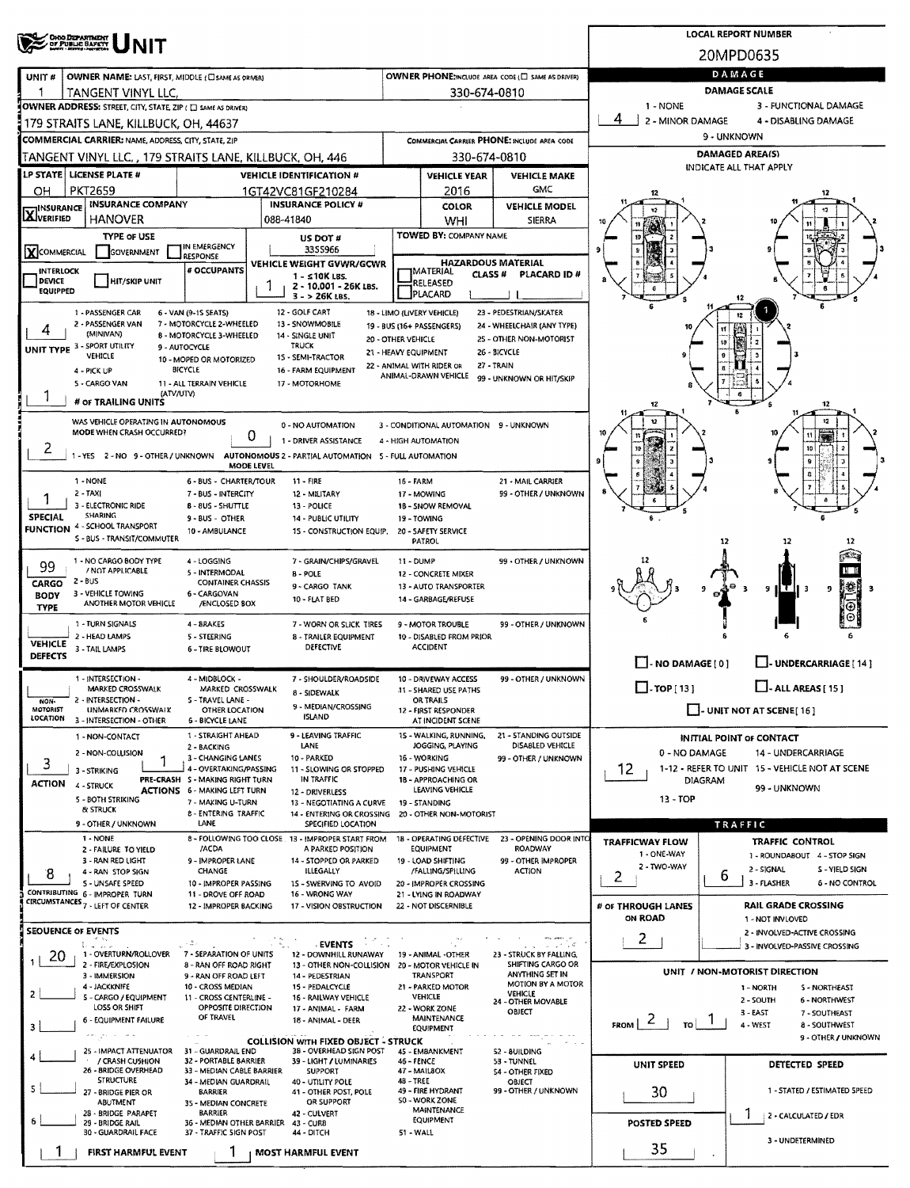# UNIT

**LOCAL REPORT NUMBER:** 20MPD0635

| Field | Value |
|---|---|
| UNIT # | 1 |
| OWNER NAME: LAST, FIRST, MIDDLE | TANGENT VINYL LLC, |
| OWNER PHONE | 330-674-0810 |
| OWNER ADDRESS: STREET, CITY, STATE, ZIP | 179 STRAITS LANE, KILLBUCK, OH, 44637 |
| COMMERCIAL CARRIER: NAME, ADDRESS, CITY, STATE, ZIP | TANGENT VINYL LLC, , 179 STRAITS LANE, KILLBUCK, OH, 446 |
| COMMERCIAL CARRIER PHONE | 330-674-0810 |
| LP STATE | OH |
| LICENSE PLATE # | PKT2659 |
| VEHICLE IDENTIFICATION # | 1GT42VC81GF210284 |
| VEHICLE YEAR | 2016 |
| VEHICLE MAKE | GMC |
| INSURANCE | X VERIFIED |
| INSURANCE COMPANY | HANOVER |
| INSURANCE POLICY # | 088-41840 |
| COLOR | WHI |
| VEHICLE MODEL | SIERRA |
| TYPE OF USE | X COMMERCIAL |
| US DOT # | 3355966 |
| VEHICLE WEIGHT GVWR/GCWR | 1 (1 - ≤10K LBS. 2 - 10,001 - 26K LBS. 3 - > 26K LBS.) |
| TOWED BY: COMPANY NAME | |
| HAZARDOUS MATERIAL | |
| UNIT TYPE | 4 |
| # OF TRAILING UNITS | 1 |
| WAS VEHICLE OPERATING IN AUTONOMOUS MODE WHEN CRASH OCCURRED? | 2 |
| AUTONOMOUS MODE LEVEL | 0 |
| SPECIAL FUNCTION | 1 |
| CARGO BODY TYPE | 99 |
| VEHICLE DEFECTS | |
| NON-MOTORIST LOCATION | |
| ACTION | 3 |
| PRE-CRASH ACTIONS | 1 |
| CONTRIBUTING CIRCUMSTANCES | 8 |
| SEQUENCE OF EVENTS 1 | 20 |
| FIRST HARMFUL EVENT | 1 |
| MOST HARMFUL EVENT | 1 |

## DAMAGE

| Field | Value |
|---|---|
| DAMAGE SCALE | 4 (1 - NONE, 2 - MINOR DAMAGE, 3 - FUNCTIONAL DAMAGE, 4 - DISABLING DAMAGE, 9 - UNKNOWN) |
| DAMAGED AREA(S) | 1 |
| INITIAL POINT OF CONTACT | 12 |

## TRAFFIC

| Field | Value |
|---|---|
| TRAFFICWAY FLOW | 2 (1 - ONE-WAY, 2 - TWO-WAY) |
| TRAFFIC CONTROL | 6 (1 - ROUNDABOUT, 2 - SIGNAL, 3 - FLASHER, 4 - STOP SIGN, 5 - YIELD SIGN, 6 - NO CONTROL) |
| # OF THROUGH LANES ON ROAD | 2 |
| RAIL GRADE CROSSING | |
| UNIT / NON-MOTORIST DIRECTION | FROM 2 TO 1 (1 - NORTH, 2 - SOUTH, 3 - EAST, 4 - WEST) |
| UNIT SPEED | 30 |
| DETECTED SPEED | 1 (1 - STATED / ESTIMATED SPEED) |
| POSTED SPEED | 35 |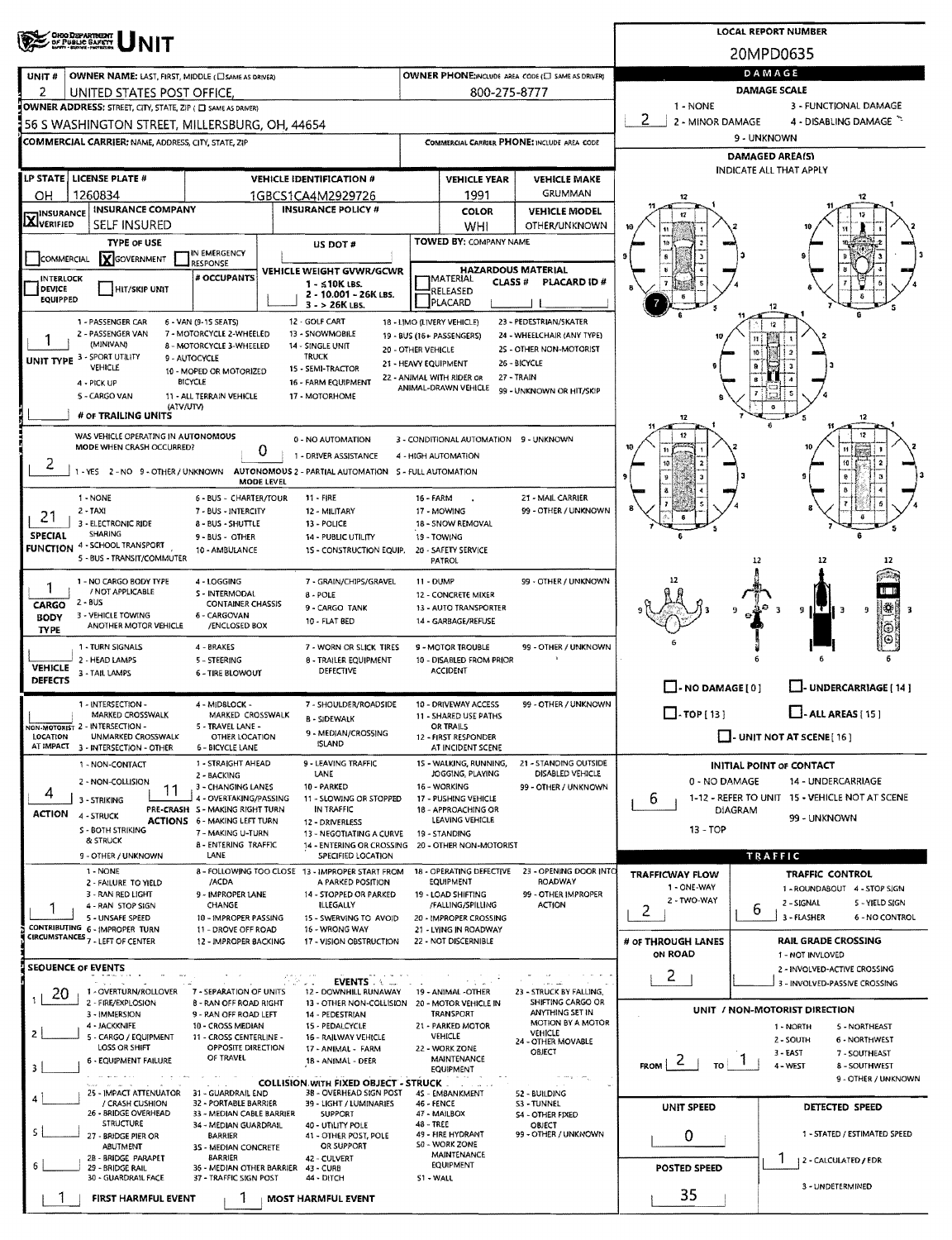# UNIT

**LOCAL REPORT NUMBER:** 20MPD0635

| UNIT # | OWNER NAME: LAST, FIRST, MIDDLE | OWNER PHONE |
|---|---|---|
| 2 | UNITED STATES POST OFFICE, | 800-275-8777 |

**OWNER ADDRESS:** 56 S WASHINGTON STREET, MILLERSBURG, OH, 44654

**COMMERCIAL CARRIER:** NAME, ADDRESS, CITY, STATE, ZIP | **COMMERCIAL CARRIER PHONE:**

| LP STATE | LICENSE PLATE # | VEHICLE IDENTIFICATION # | VEHICLE YEAR | VEHICLE MAKE |
|---|---|---|---|---|
| OH | 1260834 | 1GBCS1CA4M2929726 | 1991 | GRUMMAN |

| INSURANCE | INSURANCE COMPANY | INSURANCE POLICY # | COLOR | VEHICLE MODEL |
|---|---|---|---|---|
| X VERIFIED | SELF INSURED | | WHI | OTHER/UNKNOWN |

**TYPE OF USE:** X GOVERNMENT

**US DOT #:**

**TOWED BY:** COMPANY NAME

**VEHICLE WEIGHT GVWR/GCWR:** 1 - ≤10K LBS. 2 - 10.001 - 26K LBS. 3 - > 26K LBS.

**HAZARDOUS MATERIAL:** MATERIAL RELEASED / PLACARD / CLASS # / PLACARD ID #

**UNIT TYPE:** 1
1 - PASSENGER CAR, 2 - PASSENGER VAN (MINIVAN), 3 - SPORT UTILITY VEHICLE, 4 - PICK UP, 5 - CARGO VAN, 6 - VAN (9-15 SEATS), 7 - MOTORCYCLE 2-WHEELED, 8 - MOTORCYCLE 3-WHEELED, 9 - AUTOCYCLE, 10 - MOPED OR MOTORIZED BICYCLE, 11 - ALL TERRAIN VEHICLE (ATV/UTV), 12 - GOLF CART, 13 - SNOWMOBILE, 14 - SINGLE UNIT TRUCK, 15 - SEMI-TRACTOR, 16 - FARM EQUIPMENT, 17 - MOTORHOME, 18 - LIMO (LIVERY VEHICLE), 19 - BUS (16+ PASSENGERS), 20 - OTHER VEHICLE, 21 - HEAVY EQUIPMENT, 22 - ANIMAL WITH RIDER OR ANIMAL-DRAWN VEHICLE, 23 - PEDESTRIAN/SKATER, 24 - WHEELCHAIR (ANY TYPE), 25 - OTHER NON-MOTORIST, 26 - BICYCLE, 27 - TRAIN, 99 - UNKNOWN OR HIT/SKIP

**# OF TRAILING UNITS:**

**WAS VEHICLE OPERATING IN AUTONOMOUS MODE WHEN CRASH OCCURRED?** 2 (1 - YES 2 - NO 9 - OTHER / UNKNOWN)

**AUTONOMOUS MODE LEVEL:** 0
0 - NO AUTOMATION, 1 - DRIVER ASSISTANCE, 2 - PARTIAL AUTOMATION, 3 - CONDITIONAL AUTOMATION, 4 - HIGH AUTOMATION, 5 - FULL AUTOMATION, 9 - UNKNOWN

**SPECIAL FUNCTION:** 21
1 - NONE, 2 - TAXI, 3 - ELECTRONIC RIDE SHARING, 4 - SCHOOL TRANSPORT, 5 - BUS - TRANSIT/COMMUTER, 6 - BUS - CHARTER/TOUR, 7 - BUS - INTERCITY, 8 - BUS - SHUTTLE, 9 - BUS - OTHER, 10 - AMBULANCE, 11 - FIRE, 12 - MILITARY, 13 - POLICE, 14 - PUBLIC UTILITY, 15 - CONSTRUCTION EQUIP., 16 - FARM, 17 - MOWING, 18 - SNOW REMOVAL, 19 - TOWING, 20 - SAFETY SERVICE PATROL, 21 - MAIL CARRIER, 99 - OTHER / UNKNOWN

**CARGO BODY TYPE:** 1
1 - NO CARGO BODY TYPE / NOT APPLICABLE, 2 - BUS, 3 - VEHICLE TOWING ANOTHER MOTOR VEHICLE, 4 - LOGGING, 5 - INTERMODAL CONTAINER CHASSIS, 6 - CARGOVAN /ENCLOSED BOX, 7 - GRAIN/CHIPS/GRAVEL, 8 - POLE, 9 - CARGO TANK, 10 - FLAT BED, 11 - DUMP, 12 - CONCRETE MIXER, 13 - AUTO TRANSPORTER, 14 - GARBAGE/REFUSE, 99 - OTHER / UNKNOWN

**VEHICLE DEFECTS:**
1 - TURN SIGNALS, 2 - HEAD LAMPS, 3 - TAIL LAMPS, 4 - BRAKES, 5 - STEERING, 6 - TIRE BLOWOUT, 7 - WORN OR SLICK TIRES, 8 - TRAILER EQUIPMENT DEFECTIVE, 9 - MOTOR TROUBLE, 10 - DISABLED FROM PRIOR ACCIDENT, 99 - OTHER / UNKNOWN

**NON-MOTORIST LOCATION AT IMPACT:**
1 - INTERSECTION - MARKED CROSSWALK, 2 - INTERSECTION - UNMARKED CROSSWALK, 3 - INTERSECTION - OTHER, 4 - MIDBLOCK - MARKED CROSSWALK, 5 - TRAVEL LANE - OTHER LOCATION, 6 - BICYCLE LANE, 7 - SHOULDER/ROADSIDE, 8 - SIDEWALK, 9 - MEDIAN/CROSSING ISLAND, 10 - DRIVEWAY ACCESS, 11 - SHARED USE PATHS OR TRAILS, 12 - FIRST RESPONDER AT INCIDENT SCENE, 99 - OTHER / UNKNOWN

**ACTION:** 4
1 - NON-CONTACT, 2 - NON-COLLISION, 3 - STRIKING, 4 - STRUCK, 5 - BOTH STRIKING & STRUCK, 9 - OTHER / UNKNOWN

**PRE-CRASH ACTIONS:** 11
1 - STRAIGHT AHEAD, 2 - BACKING, 3 - CHANGING LANES, 4 - OVERTAKING/PASSING, 5 - MAKING RIGHT TURN, 6 - MAKING LEFT TURN, 7 - MAKING U-TURN, 8 - ENTERING TRAFFIC LANE, 9 - LEAVING TRAFFIC LANE, 10 - PARKED, 11 - SLOWING OR STOPPED IN TRAFFIC, 12 - DRIVERLESS, 13 - NEGOTIATING A CURVE, 14 - ENTERING OR CROSSING SPECIFIED LOCATION, 15 - WALKING, RUNNING, JOGGING, PLAYING, 16 - WORKING, 17 - PUSHING VEHICLE, 18 - APPROACHING OR LEAVING VEHICLE, 19 - STANDING, 20 - OTHER NON-MOTORIST, 21 - STANDING OUTSIDE DISABLED VEHICLE, 99 - OTHER / UNKNOWN

**CONTRIBUTING CIRCUMSTANCES:** 1
1 - NONE, 2 - FAILURE TO YIELD, 3 - RAN RED LIGHT, 4 - RAN STOP SIGN, 5 - UNSAFE SPEED, 6 - IMPROPER TURN, 7 - LEFT OF CENTER, 8 - FOLLOWING TOO CLOSE /ACDA, 9 - IMPROPER LANE CHANGE, 10 - IMPROPER PASSING, 11 - DROVE OFF ROAD, 12 - IMPROPER BACKING, 13 - IMPROPER START FROM A PARKED POSITION, 14 - STOPPED OR PARKED ILLEGALLY, 15 - SWERVING TO AVOID, 16 - WRONG WAY, 17 - VISION OBSTRUCTION, 18 - OPERATING DEFECTIVE EQUIPMENT, 19 - LOAD SHIFTING /FALLING/SPILLING, 20 - IMPROPER CROSSING, 21 - LYING IN ROADWAY, 22 - NOT DISCERNIBLE, 23 - OPENING DOOR INTO ROADWAY, 99 - OTHER IMPROPER ACTION

**SEQUENCE OF EVENTS:**
1: 20
2:
3:
4:
5:
6:

**EVENTS:** 1 - OVERTURN/ROLLOVER, 2 - FIRE/EXPLOSION, 3 - IMMERSION, 4 - JACKKNIFE, 5 - CARGO / EQUIPMENT LOSS OR SHIFT, 6 - EQUIPMENT FAILURE, 7 - SEPARATION OF UNITS, 8 - RAN OFF ROAD RIGHT, 9 - RAN OFF ROAD LEFT, 10 - CROSS MEDIAN, 11 - CROSS CENTERLINE - OPPOSITE DIRECTION OF TRAVEL, 12 - DOWNHILL RUNAWAY, 13 - OTHER NON-COLLISION, 14 - PEDESTRIAN, 15 - PEDALCYCLE, 16 - RAILWAY VEHICLE, 17 - ANIMAL - FARM, 18 - ANIMAL - DEER, 19 - ANIMAL -OTHER, 20 - MOTOR VEHICLE IN TRANSPORT, 21 - PARKED MOTOR VEHICLE, 22 - WORK ZONE MAINTENANCE EQUIPMENT, 23 - STRUCK BY FALLING, SHIFTING CARGO OR ANYTHING SET IN MOTION BY A MOTOR VEHICLE, 24 - OTHER MOVABLE OBJECT

**COLLISION WITH FIXED OBJECT - STRUCK:** 25 - IMPACT ATTENUATOR / CRASH CUSHION, 26 - BRIDGE OVERHEAD STRUCTURE, 27 - BRIDGE PIER OR ABUTMENT, 28 - BRIDGE PARAPET, 29 - BRIDGE RAIL, 30 - GUARDRAIL FACE, 31 - GUARDRAIL END, 32 - PORTABLE BARRIER, 33 - MEDIAN CABLE BARRIER, 34 - MEDIAN GUARDRAIL BARRIER, 35 - MEDIAN CONCRETE BARRIER, 36 - MEDIAN OTHER BARRIER, 37 - TRAFFIC SIGN POST, 38 - OVERHEAD SIGN POST, 39 - LIGHT / LUMINARIES SUPPORT, 40 - UTILITY POLE, 41 - OTHER POST, POLE OR SUPPORT, 42 - CULVERT, 43 - CURB, 44 - DITCH, 45 - EMBANKMENT, 46 - FENCE, 47 - MAILBOX, 48 - TREE, 49 - FIRE HYDRANT, 50 - WORK ZONE MAINTENANCE EQUIPMENT, 51 - WALL, 52 - BUILDING, 53 - TUNNEL, 54 - OTHER FIXED OBJECT, 99 - OTHER / UNKNOWN

**FIRST HARMFUL EVENT:** 1 | **MOST HARMFUL EVENT:** 1

## DAMAGE

**DAMAGE SCALE:** 2
1 - NONE, 2 - MINOR DAMAGE, 3 - FUNCTIONAL DAMAGE, 4 - DISABLING DAMAGE, 9 - UNKNOWN

**DAMAGED AREA(S):** INDICATE ALL THAT APPLY — 7

- NO DAMAGE [0]
- UNDERCARRIAGE [14]
- TOP [13]
- ALL AREAS [15]
- UNIT NOT AT SCENE [16]

**INITIAL POINT OF CONTACT:** 6
0 - NO DAMAGE, 1-12 - REFER TO UNIT DIAGRAM, 13 - TOP, 14 - UNDERCARRIAGE, 15 - VEHICLE NOT AT SCENE, 99 - UNKNOWN

## TRAFFIC

**TRAFFICWAY FLOW:** 2 (1 - ONE-WAY, 2 - TWO-WAY)

**TRAFFIC CONTROL:** 6
1 - ROUNDABOUT, 2 - SIGNAL, 3 - FLASHER, 4 - STOP SIGN, 5 - YIELD SIGN, 6 - NO CONTROL

**# OF THROUGH LANES ON ROAD:** 2

**RAIL GRADE CROSSING:** 1 - NOT INVLOVED, 2 - INVOLVED-ACTIVE CROSSING, 3 - INVOLVED-PASSIVE CROSSING

**UNIT / NON-MOTORIST DIRECTION:** FROM 2 TO 1
1 - NORTH, 2 - SOUTH, 3 - EAST, 4 - WEST, 5 - NORTHEAST, 6 - NORTHWEST, 7 - SOUTHEAST, 8 - SOUTHWEST, 9 - OTHER / UNKNOWN

**UNIT SPEED:** 0

**POSTED SPEED:** 35

**DETECTED SPEED:** 1
1 - STATED / ESTIMATED SPEED, 2 - CALCULATED / EDR, 3 - UNDETERMINED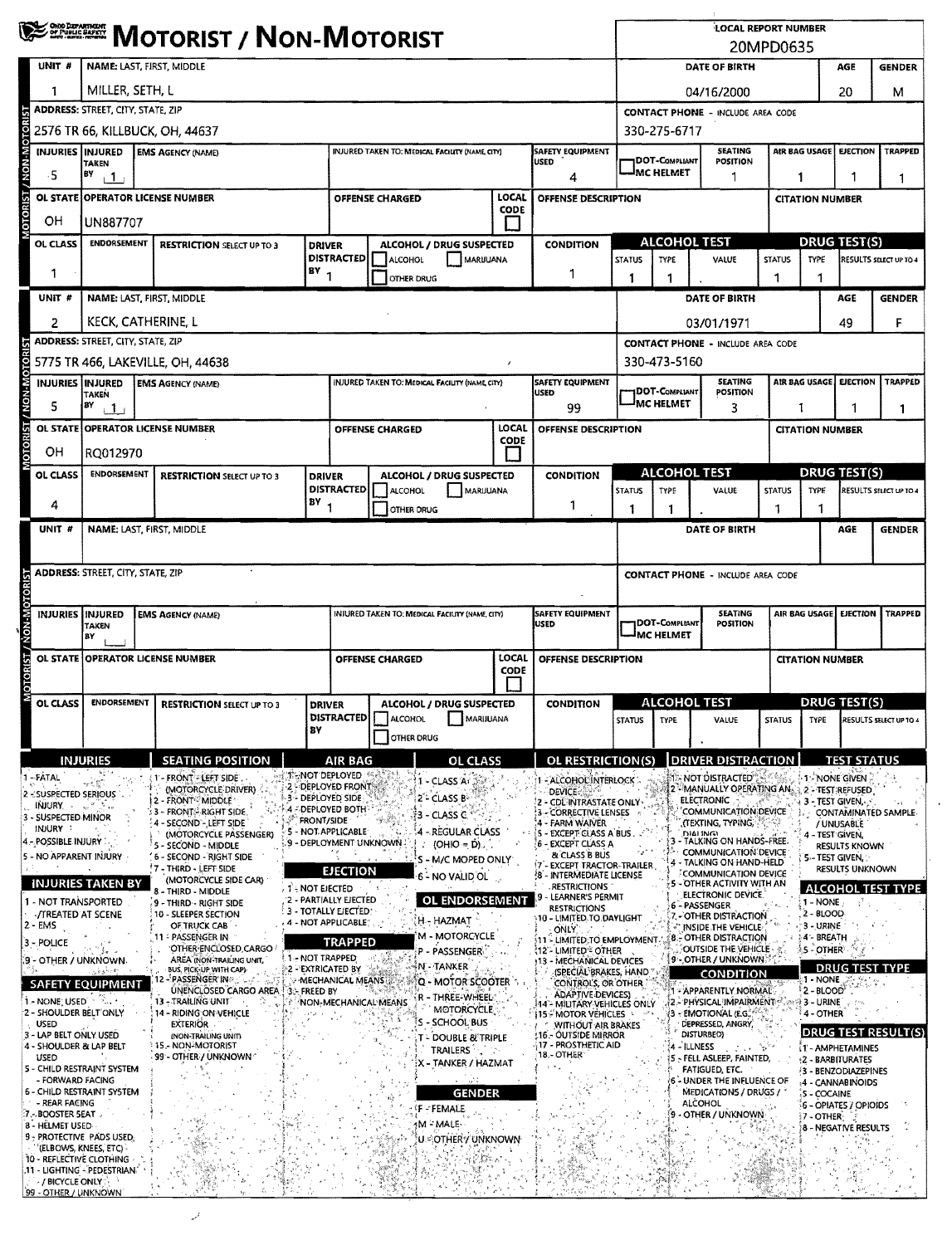# MOTORIST / NON-MOTORIST

**LOCAL REPORT NUMBER:** 20MPD0635

## Unit 1

| | |
|---|---|
| UNIT # | 1 |
| NAME: LAST, FIRST, MIDDLE | MILLER, SETH, L |
| DATE OF BIRTH | 04/16/2000 |
| AGE | 20 |
| GENDER | M |
| ADDRESS: STREET, CITY, STATE, ZIP | 2576 TR 66, KILLBUCK, OH, 44637 |
| CONTACT PHONE - INCLUDE AREA CODE | 330-275-6717 |
| INJURIES | 5 |
| INJURED TAKEN BY | 1 |
| EMS AGENCY (NAME) | |
| INJURED TAKEN TO: MEDICAL FACILITY (NAME, CITY) | |
| SAFETY EQUIPMENT USED | 4 |
| DOT-COMPLIANT MC HELMET | |
| SEATING POSITION | 1 |
| AIR BAG USAGE | 1 |
| EJECTION | 1 |
| TRAPPED | 1 |
| OL STATE | OH |
| OPERATOR LICENSE NUMBER | UN887707 |
| OFFENSE CHARGED | |
| LOCAL CODE | |
| OFFENSE DESCRIPTION | |
| CITATION NUMBER | |
| OL CLASS | 1 |
| ENDORSEMENT | |
| RESTRICTION SELECT UP TO 3 | |
| DRIVER DISTRACTED BY | 1 |
| ALCOHOL / DRUG SUSPECTED | ☐ ALCOHOL ☐ MARIJUANA ☐ OTHER DRUG |
| CONDITION | 1 |
| ALCOHOL TEST - STATUS | 1 |
| ALCOHOL TEST - TYPE | 1 |
| ALCOHOL TEST - VALUE | |
| DRUG TEST(S) - STATUS | 1 |
| DRUG TEST(S) - TYPE | 1 |
| DRUG TEST(S) - RESULTS SELECT UP TO 4 | |

## Unit 2

| | |
|---|---|
| UNIT # | 2 |
| NAME: LAST, FIRST, MIDDLE | KECK, CATHERINE, L |
| DATE OF BIRTH | 03/01/1971 |
| AGE | 49 |
| GENDER | F |
| ADDRESS: STREET, CITY, STATE, ZIP | 5775 TR 466, LAKEVILLE, OH, 44638 |
| CONTACT PHONE - INCLUDE AREA CODE | 330-473-5160 |
| INJURIES | 5 |
| INJURED TAKEN BY | 1 |
| EMS AGENCY (NAME) | |
| INJURED TAKEN TO: MEDICAL FACILITY (NAME, CITY) | |
| SAFETY EQUIPMENT USED | 99 |
| DOT-COMPLIANT MC HELMET | |
| SEATING POSITION | 3 |
| AIR BAG USAGE | 1 |
| EJECTION | 1 |
| TRAPPED | 1 |
| OL STATE | OH |
| OPERATOR LICENSE NUMBER | RQ012970 |
| OFFENSE CHARGED | |
| LOCAL CODE | |
| OFFENSE DESCRIPTION | |
| CITATION NUMBER | |
| OL CLASS | 4 |
| ENDORSEMENT | |
| RESTRICTION SELECT UP TO 3 | |
| DRIVER DISTRACTED BY | 1 |
| ALCOHOL / DRUG SUSPECTED | ☐ ALCOHOL ☐ MARIJUANA ☐ OTHER DRUG |
| CONDITION | 1 |
| ALCOHOL TEST - STATUS | 1 |
| ALCOHOL TEST - TYPE | 1 |
| ALCOHOL TEST - VALUE | |
| DRUG TEST(S) - STATUS | 1 |
| DRUG TEST(S) - TYPE | 1 |
| DRUG TEST(S) - RESULTS SELECT UP TO 4 | |

## Unit (blank)

| | |
|---|---|
| UNIT # | |
| NAME: LAST, FIRST, MIDDLE | |
| DATE OF BIRTH | |
| AGE | |
| GENDER | |
| ADDRESS: STREET, CITY, STATE, ZIP | |
| CONTACT PHONE - INCLUDE AREA CODE | |
| INJURIES | |
| INJURED TAKEN BY | |
| EMS AGENCY (NAME) | |
| INJURED TAKEN TO: MEDICAL FACILITY (NAME, CITY) | |
| SAFETY EQUIPMENT USED | |
| DOT-COMPLIANT MC HELMET | |
| SEATING POSITION | |
| AIR BAG USAGE | |
| EJECTION | |
| TRAPPED | |
| OL STATE | |
| OPERATOR LICENSE NUMBER | |
| OFFENSE CHARGED | |
| LOCAL CODE | |
| OFFENSE DESCRIPTION | |
| CITATION NUMBER | |
| OL CLASS | |
| ENDORSEMENT | |
| RESTRICTION SELECT UP TO 3 | |
| DRIVER DISTRACTED BY | |
| ALCOHOL / DRUG SUSPECTED | ☐ ALCOHOL ☐ MARIJUANA ☐ OTHER DRUG |
| CONDITION | |
| ALCOHOL TEST - STATUS / TYPE / VALUE | |
| DRUG TEST(S) - STATUS / TYPE / RESULTS SELECT UP TO 4 | |

## Code Legend

**INJURIES**
- 1 - FATAL
- 2 - SUSPECTED SERIOUS INJURY
- 3 - SUSPECTED MINOR INJURY
- 4 - POSSIBLE INJURY
- 5 - NO APPARENT INJURY

**INJURIES TAKEN BY**
- 1 - NOT TRANSPORTED /TREATED AT SCENE
- 2 - EMS
- 3 - POLICE
- 9 - OTHER / UNKNOWN

**SAFETY EQUIPMENT**
- 1 - NONE USED
- 2 - SHOULDER BELT ONLY USED
- 3 - LAP BELT ONLY USED
- 4 - SHOULDER & LAP BELT USED
- 5 - CHILD RESTRAINT SYSTEM - FORWARD FACING
- 6 - CHILD RESTRAINT SYSTEM - REAR FACING
- 7 - BOOSTER SEAT
- 8 - HELMET USED
- 9 - PROTECTIVE PADS USED (ELBOWS, KNEES, ETC)
- 10 - REFLECTIVE CLOTHING
- 11 - LIGHTING - PEDESTRIAN / BICYCLE ONLY
- 99 - OTHER / UNKNOWN

**SEATING POSITION**
- 1 - FRONT - LEFT SIDE (MOTORCYCLE DRIVER)
- 2 - FRONT - MIDDLE
- 3 - FRONT - RIGHT SIDE
- 4 - SECOND - LEFT SIDE (MOTORCYCLE PASSENGER)
- 5 - SECOND - MIDDLE
- 6 - SECOND - RIGHT SIDE
- 7 - THIRD - LEFT SIDE (MOTORCYCLE SIDE CAR)
- 8 - THIRD - MIDDLE
- 9 - THIRD - RIGHT SIDE
- 10 - SLEEPER SECTION OF TRUCK CAB
- 11 - PASSENGER IN OTHER ENCLOSED CARGO AREA (NON-TRAILING UNIT, BUS, PICK-UP WITH CAP)
- 12 - PASSENGER IN UNENCLOSED CARGO AREA
- 13 - TRAILING UNIT
- 14 - RIDING ON VEHICLE EXTERIOR (NON-TRAILING UNIT)
- 15 - NON-MOTORIST
- 99 - OTHER / UNKNOWN

**AIR BAG**
- 1 - NOT DEPLOYED
- 2 - DEPLOYED FRONT
- 3 - DEPLOYED SIDE
- 4 - DEPLOYED BOTH FRONT/SIDE
- 5 - NOT APPLICABLE
- 9 - DEPLOYMENT UNKNOWN

**EJECTION**
- 1 - NOT EJECTED
- 2 - PARTIALLY EJECTED
- 3 - TOTALLY EJECTED
- 4 - NOT APPLICABLE

**TRAPPED**
- 1 - NOT TRAPPED
- 2 - EXTRICATED BY MECHANICAL MEANS
- 3 - FREED BY NON-MECHANICAL MEANS

**OL CLASS**
- 1 - CLASS A
- 2 - CLASS B
- 3 - CLASS C
- 4 - REGULAR CLASS (OHIO = D)
- 5 - M/C MOPED ONLY
- 6 - NO VALID OL

**OL ENDORSEMENT**
- H - HAZMAT
- M - MOTORCYCLE
- P - PASSENGER
- N - TANKER
- Q - MOTOR SCOOTER
- R - THREE-WHEEL MOTORCYCLE
- S - SCHOOL BUS
- T - DOUBLE & TRIPLE TRAILERS
- X - TANKER / HAZMAT

**GENDER**
- F - FEMALE
- M - MALE
- U - OTHER / UNKNOWN

**OL RESTRICTION(S)**
- 1 - ALCOHOL INTERLOCK DEVICE
- 2 - CDL INTRASTATE ONLY
- 3 - CORRECTIVE LENSES
- 4 - FARM WAIVER
- 5 - EXCEPT CLASS A BUS
- 6 - EXCEPT CLASS A & CLASS B BUS
- 7 - EXCEPT TRACTOR-TRAILER
- 8 - INTERMEDIATE LICENSE RESTRICTIONS
- 9 - LEARNER'S PERMIT RESTRICTIONS
- 10 - LIMITED TO DAYLIGHT ONLY
- 11 - LIMITED TO EMPLOYMENT
- 12 - LIMITED - OTHER
- 13 - MECHANICAL DEVICES (SPECIAL BRAKES, HAND CONTROLS, OR OTHER ADAPTIVE DEVICES)
- 14 - MILITARY VEHICLES ONLY
- 15 - MOTOR VEHICLES WITHOUT AIR BRAKES
- 16 - OUTSIDE MIRROR
- 17 - PROSTHETIC AID
- 18 - OTHER

**DRIVER DISTRACTION**
- 1 - NOT DISTRACTED
- 2 - MANUALLY OPERATING AN ELECTRONIC COMMUNICATION DEVICE (TEXTING, TYPING, DIALING)
- 3 - TALKING ON HANDS-FREE COMMUNICATION DEVICE
- 4 - TALKING ON HAND-HELD COMMUNICATION DEVICE
- 5 - OTHER ACTIVITY WITH AN ELECTRONIC DEVICE
- 6 - PASSENGER
- 7 - OTHER DISTRACTION INSIDE THE VEHICLE
- 8 - OTHER DISTRACTION OUTSIDE THE VEHICLE
- 9 - OTHER / UNKNOWN

**CONDITION**
- 1 - APPARENTLY NORMAL
- 2 - PHYSICAL IMPAIRMENT
- 3 - EMOTIONAL (E.G., DEPRESSED, ANGRY, DISTURBED)
- 4 - ILLNESS
- 5 - FELL ASLEEP, FAINTED, FATIGUED, ETC.
- 6 - UNDER THE INFLUENCE OF MEDICATIONS / DRUGS / ALCOHOL
- 9 - OTHER / UNKNOWN

**TEST STATUS**
- 1 - NONE GIVEN
- 2 - TEST REFUSED
- 3 - TEST GIVEN, CONTAMINATED SAMPLE / UNUSABLE
- 4 - TEST GIVEN, RESULTS KNOWN
- 5 - TEST GIVEN, RESULTS UNKNOWN

**ALCOHOL TEST TYPE**
- 1 - NONE
- 2 - BLOOD
- 3 - URINE
- 4 - BREATH
- 5 - OTHER

**DRUG TEST TYPE**
- 1 - NONE
- 2 - BLOOD
- 3 - URINE
- 4 - OTHER

**DRUG TEST RESULT(S)**
- 1 - AMPHETAMINES
- 2 - BARBITURATES
- 3 - BENZODIAZEPINES
- 4 - CANNABINOIDS
- 5 - COCAINE
- 6 - OPIATES / OPIOIDS
- 7 - OTHER
- 8 - NEGATIVE RESULTS